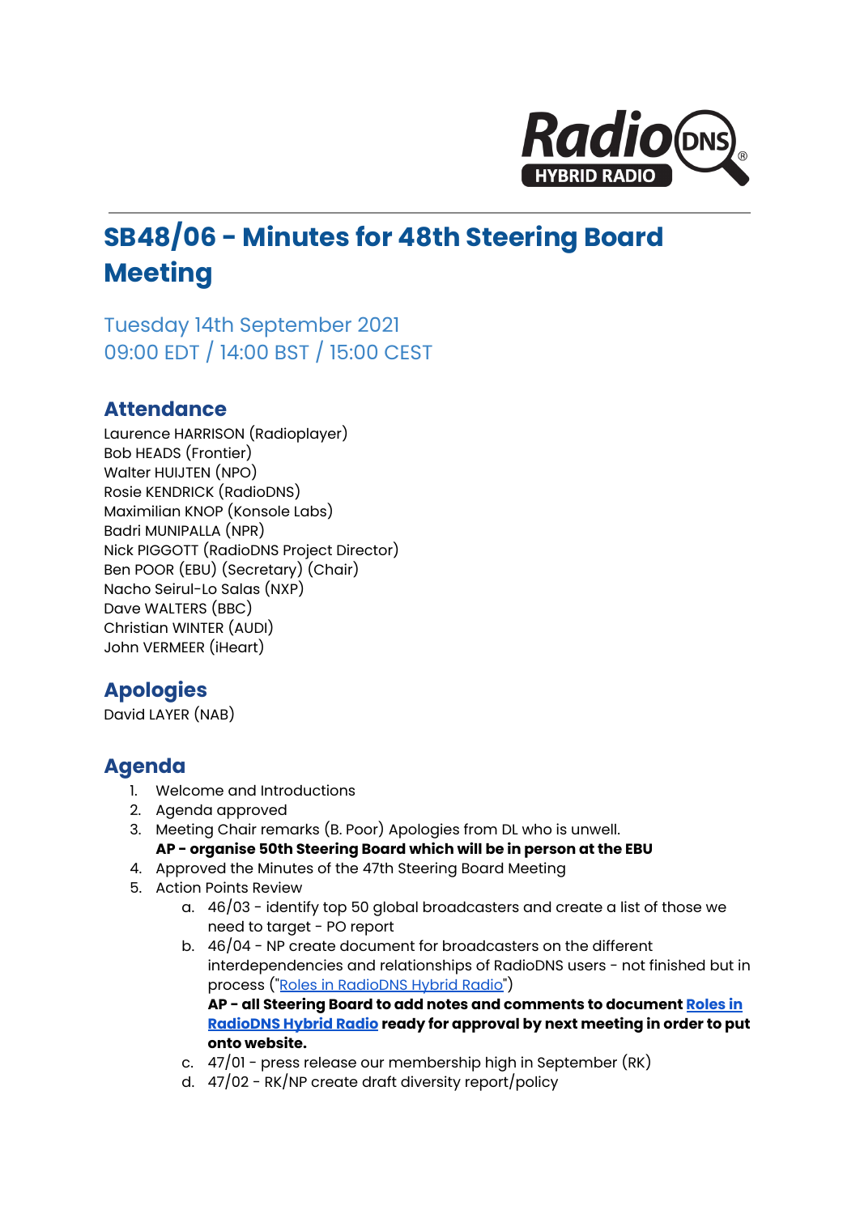# SB48/06 - Minutes for 48th Steering Board Meeting

Tuesday 14th September 2021
09:00 EDT / 14:00 BST / 15:00 CEST

## Attendance

Laurence HARRISON (Radioplayer)
Bob HEADS (Frontier)
Walter HUIJTEN (NPO)
Rosie KENDRICK (RadioDNS)
Maximilian KNOP (Konsole Labs)
Badri MUNIPALLA (NPR)
Nick PIGGOTT (RadioDNS Project Director)
Ben POOR (EBU) (Secretary) (Chair)
Nacho Seirul-Lo Salas (NXP)
Dave WALTERS (BBC)
Christian WINTER (AUDI)
John VERMEER (iHeart)

## Apologies

David LAYER (NAB)

## Agenda

1. Welcome and Introductions
2. Agenda approved
3. Meeting Chair remarks (B. Poor) Apologies from DL who is unwell.
   **AP - organise 50th Steering Board which will be in person at the EBU**
4. Approved the Minutes of the 47th Steering Board Meeting
5. Action Points Review
   a. 46/03 - identify top 50 global broadcasters and create a list of those we need to target - PO report
   b. 46/04 - NP create document for broadcasters on the different interdependencies and relationships of RadioDNS users - not finished but in process ("Roles in RadioDNS Hybrid Radio")
      **AP - all Steering Board to add notes and comments to document Roles in RadioDNS Hybrid Radio ready for approval by next meeting in order to put onto website.**
   c. 47/01 - press release our membership high in September (RK)
   d. 47/02 - RK/NP create draft diversity report/policy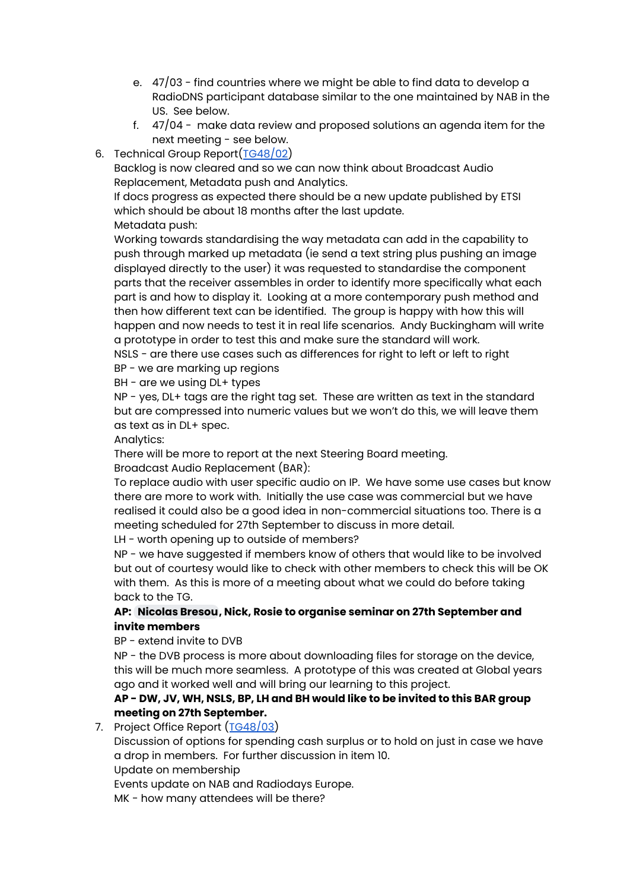e. 47/03 - find countries where we might be able to find data to develop a RadioDNS participant database similar to the one maintained by NAB in the US. See below.
   f. 47/04 - make data review and proposed solutions an agenda item for the next meeting - see below.

6. Technical Group Report([TG48/02](TG48/02))
   Backlog is now cleared and so we can now think about Broadcast Audio Replacement, Metadata push and Analytics.
   If docs progress as expected there should be a new update published by ETSI which should be about 18 months after the last update.
   Metadata push:
   Working towards standardising the way metadata can add in the capability to push through marked up metadata (ie send a text string plus pushing an image displayed directly to the user) it was requested to standardise the component parts that the receiver assembles in order to identify more specifically what each part is and how to display it. Looking at a more contemporary push method and then how different text can be identified. The group is happy with how this will happen and now needs to test it in real life scenarios. Andy Buckingham will write a prototype in order to test this and make sure the standard will work.
   NSLS - are there use cases such as differences for right to left or left to right
   BP - we are marking up regions
   BH - are we using DL+ types
   NP - yes, DL+ tags are the right tag set. These are written as text in the standard but are compressed into numeric values but we won't do this, we will leave them as text as in DL+ spec.
   Analytics:
   There will be more to report at the next Steering Board meeting.
   Broadcast Audio Replacement (BAR):
   To replace audio with user specific audio on IP. We have some use cases but know there are more to work with. Initially the use case was commercial but we have realised it could also be a good idea in non-commercial situations too. There is a meeting scheduled for 27th September to discuss in more detail.
   LH - worth opening up to outside of members?
   NP - we have suggested if members know of others that would like to be involved but out of courtesy would like to check with other members to check this will be OK with them. As this is more of a meeting about what we could do before taking back to the TG.
   **AP: Nicolas Bresou, Nick, Rosie to organise seminar on 27th September and invite members**
   BP - extend invite to DVB
   NP - the DVB process is more about downloading files for storage on the device, this will be much more seamless. A prototype of this was created at Global years ago and it worked well and will bring our learning to this project.
   **AP - DW, JV, WH, NSLS, BP, LH and BH would like to be invited to this BAR group meeting on 27th September.**

7. Project Office Report ([TG48/03](TG48/03))
   Discussion of options for spending cash surplus or to hold on just in case we have a drop in members. For further discussion in item 10.
   Update on membership
   Events update on NAB and Radiodays Europe.
   MK - how many attendees will be there?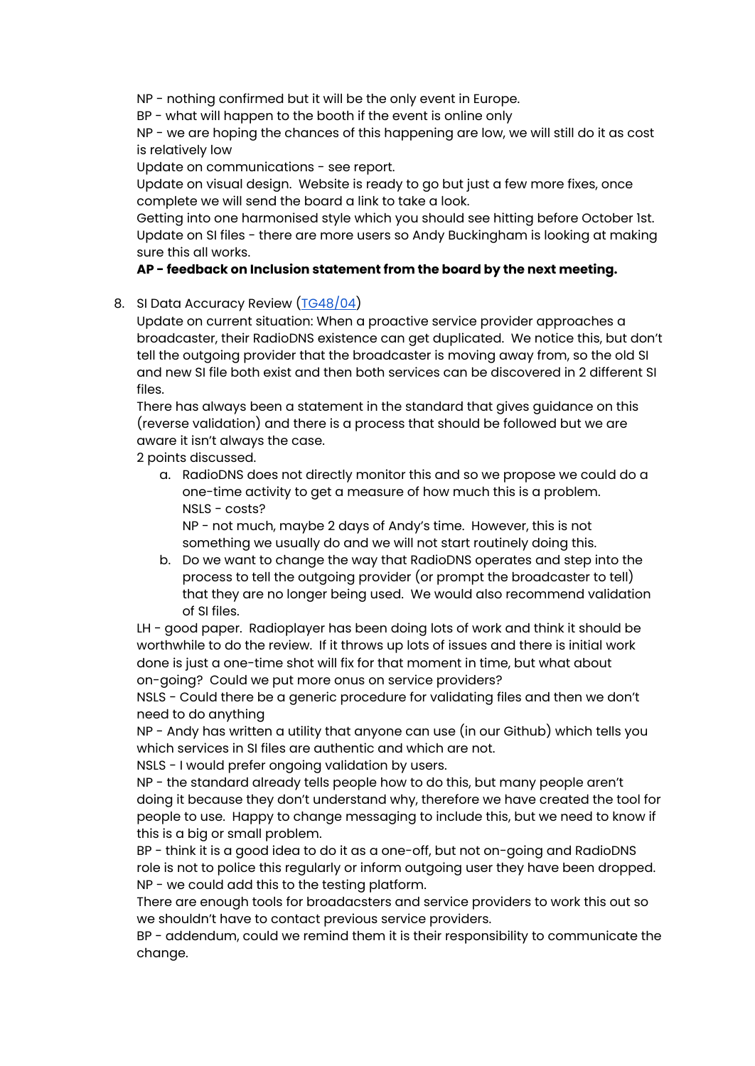NP - nothing confirmed but it will be the only event in Europe.
BP - what will happen to the booth if the event is online only
NP - we are hoping the chances of this happening are low, we will still do it as cost is relatively low
Update on communications - see report.
Update on visual design. Website is ready to go but just a few more fixes, once complete we will send the board a link to take a look.
Getting into one harmonised style which you should see hitting before October 1st.
Update on SI files - there are more users so Andy Buckingham is looking at making sure this all works.

**AP - feedback on Inclusion statement from the board by the next meeting.**

8. SI Data Accuracy Review ([TG48/04]())
   Update on current situation: When a proactive service provider approaches a broadcaster, their RadioDNS existence can get duplicated. We notice this, but don't tell the outgoing provider that the broadcaster is moving away from, so the old SI and new SI file both exist and then both services can be discovered in 2 different SI files.
   There has always been a statement in the standard that gives guidance on this (reverse validation) and there is a process that should be followed but we are aware it isn't always the case.
   2 points discussed.
   a. RadioDNS does not directly monitor this and so we propose we could do a one-time activity to get a measure of how much this is a problem.
      NSLS - costs?
      NP - not much, maybe 2 days of Andy's time. However, this is not something we usually do and we will not start routinely doing this.
   b. Do we want to change the way that RadioDNS operates and step into the process to tell the outgoing provider (or prompt the broadcaster to tell) that they are no longer being used. We would also recommend validation of SI files.

   LH - good paper. Radioplayer has been doing lots of work and think it should be worthwhile to do the review. If it throws up lots of issues and there is initial work done is just a one-time shot will fix for that moment in time, but what about on-going? Could we put more onus on service providers?
   NSLS - Could there be a generic procedure for validating files and then we don't need to do anything
   NP - Andy has written a utility that anyone can use (in our Github) which tells you which services in SI files are authentic and which are not.
   NSLS - I would prefer ongoing validation by users.
   NP - the standard already tells people how to do this, but many people aren't doing it because they don't understand why, therefore we have created the tool for people to use. Happy to change messaging to include this, but we need to know if this is a big or small problem.
   BP - think it is a good idea to do it as a one-off, but not on-going and RadioDNS role is not to police this regularly or inform outgoing user they have been dropped.
   NP - we could add this to the testing platform.
   There are enough tools for broadacsters and service providers to work this out so we shouldn't have to contact previous service providers.
   BP - addendum, could we remind them it is their responsibility to communicate the change.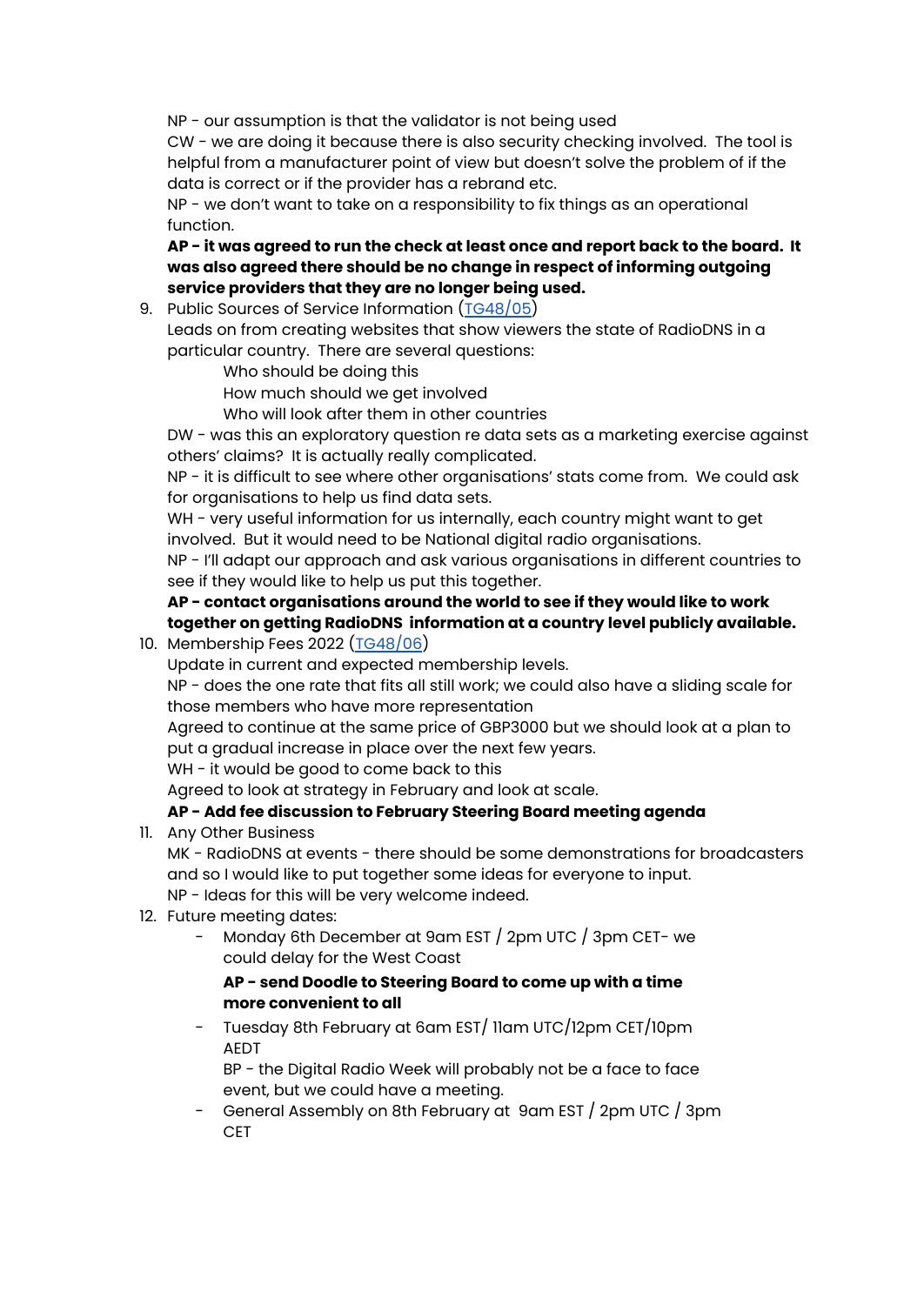NP - our assumption is that the validator is not being used
CW - we are doing it because there is also security checking involved. The tool is helpful from a manufacturer point of view but doesn't solve the problem of if the data is correct or if the provider has a rebrand etc.
NP - we don't want to take on a responsibility to fix things as an operational function.
**AP - it was agreed to run the check at least once and report back to the board. It was also agreed there should be no change in respect of informing outgoing service providers that they are no longer being used.**

9. Public Sources of Service Information ([TG48/05](TG48/05))
   Leads on from creating websites that show viewers the state of RadioDNS in a particular country. There are several questions:
   - Who should be doing this
   - How much should we get involved
   - Who will look after them in other countries

   DW - was this an exploratory question re data sets as a marketing exercise against others' claims? It is actually really complicated.
   NP - it is difficult to see where other organisations' stats come from. We could ask for organisations to help us find data sets.
   WH - very useful information for us internally, each country might want to get involved. But it would need to be National digital radio organisations.
   NP - I'll adapt our approach and ask various organisations in different countries to see if they would like to help us put this together.
   **AP - contact organisations around the world to see if they would like to work together on getting RadioDNS information at a country level publicly available.**
10. Membership Fees 2022 ([TG48/06](TG48/06))
    Update in current and expected membership levels.
    NP - does the one rate that fits all still work; we could also have a sliding scale for those members who have more representation
    Agreed to continue at the same price of GBP3000 but we should look at a plan to put a gradual increase in place over the next few years.
    WH - it would be good to come back to this
    Agreed to look at strategy in February and look at scale.
    **AP - Add fee discussion to February Steering Board meeting agenda**
11. Any Other Business
    MK - RadioDNS at events - there should be some demonstrations for broadcasters and so I would like to put together some ideas for everyone to input.
    NP - Ideas for this will be very welcome indeed.
12. Future meeting dates:
    - Monday 6th December at 9am EST / 2pm UTC / 3pm CET- we could delay for the West Coast
      **AP - send Doodle to Steering Board to come up with a time more convenient to all**
    - Tuesday 8th February at 6am EST/ 11am UTC/12pm CET/10pm AEDT
      BP - the Digital Radio Week will probably not be a face to face event, but we could have a meeting.
    - General Assembly on 8th February at 9am EST / 2pm UTC / 3pm CET